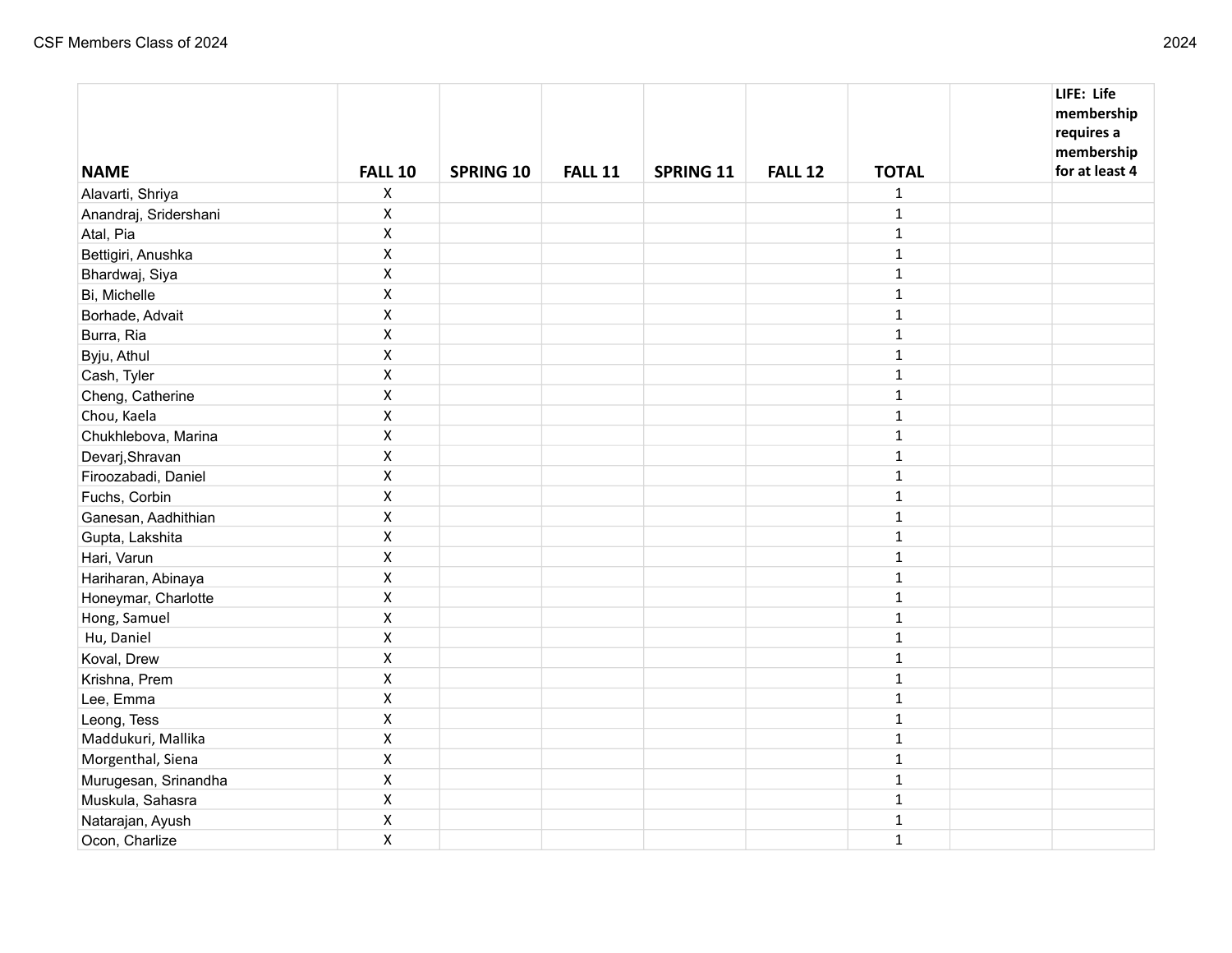CSF Members Class of 2024

2024

| NAME | FALL 10 | SPRING 10 | FALL 11 | SPRING 11 | FALL 12 | TOTAL | | LIFE: Life membership requires a membership for at least 4 |
|---|---|---|---|---|---|---|---|---|
| Alavarti, Shriya | X | | | | | 1 | | |
| Anandraj, Sridershani | X | | | | | 1 | | |
| Atal, Pia | X | | | | | 1 | | |
| Bettigiri, Anushka | X | | | | | 1 | | |
| Bhardwaj, Siya | X | | | | | 1 | | |
| Bi, Michelle | X | | | | | 1 | | |
| Borhade, Advait | X | | | | | 1 | | |
| Burra, Ria | X | | | | | 1 | | |
| Byju, Athul | X | | | | | 1 | | |
| Cash, Tyler | X | | | | | 1 | | |
| Cheng, Catherine | X | | | | | 1 | | |
| Chou, Kaela | X | | | | | 1 | | |
| Chukhlebova, Marina | X | | | | | 1 | | |
| Devarj,Shravan | X | | | | | 1 | | |
| Firoozabadi, Daniel | X | | | | | 1 | | |
| Fuchs, Corbin | X | | | | | 1 | | |
| Ganesan, Aadhithian | X | | | | | 1 | | |
| Gupta, Lakshita | X | | | | | 1 | | |
| Hari, Varun | X | | | | | 1 | | |
| Hariharan, Abinaya | X | | | | | 1 | | |
| Honeymar, Charlotte | X | | | | | 1 | | |
| Hong, Samuel | X | | | | | 1 | | |
| Hu, Daniel | X | | | | | 1 | | |
| Koval, Drew | X | | | | | 1 | | |
| Krishna, Prem | X | | | | | 1 | | |
| Lee, Emma | X | | | | | 1 | | |
| Leong, Tess | X | | | | | 1 | | |
| Maddukuri, Mallika | X | | | | | 1 | | |
| Morgenthal, Siena | X | | | | | 1 | | |
| Murugesan, Srinandha | X | | | | | 1 | | |
| Muskula, Sahasra | X | | | | | 1 | | |
| Natarajan, Ayush | X | | | | | 1 | | |
| Ocon, Charlize | X | | | | | 1 | | |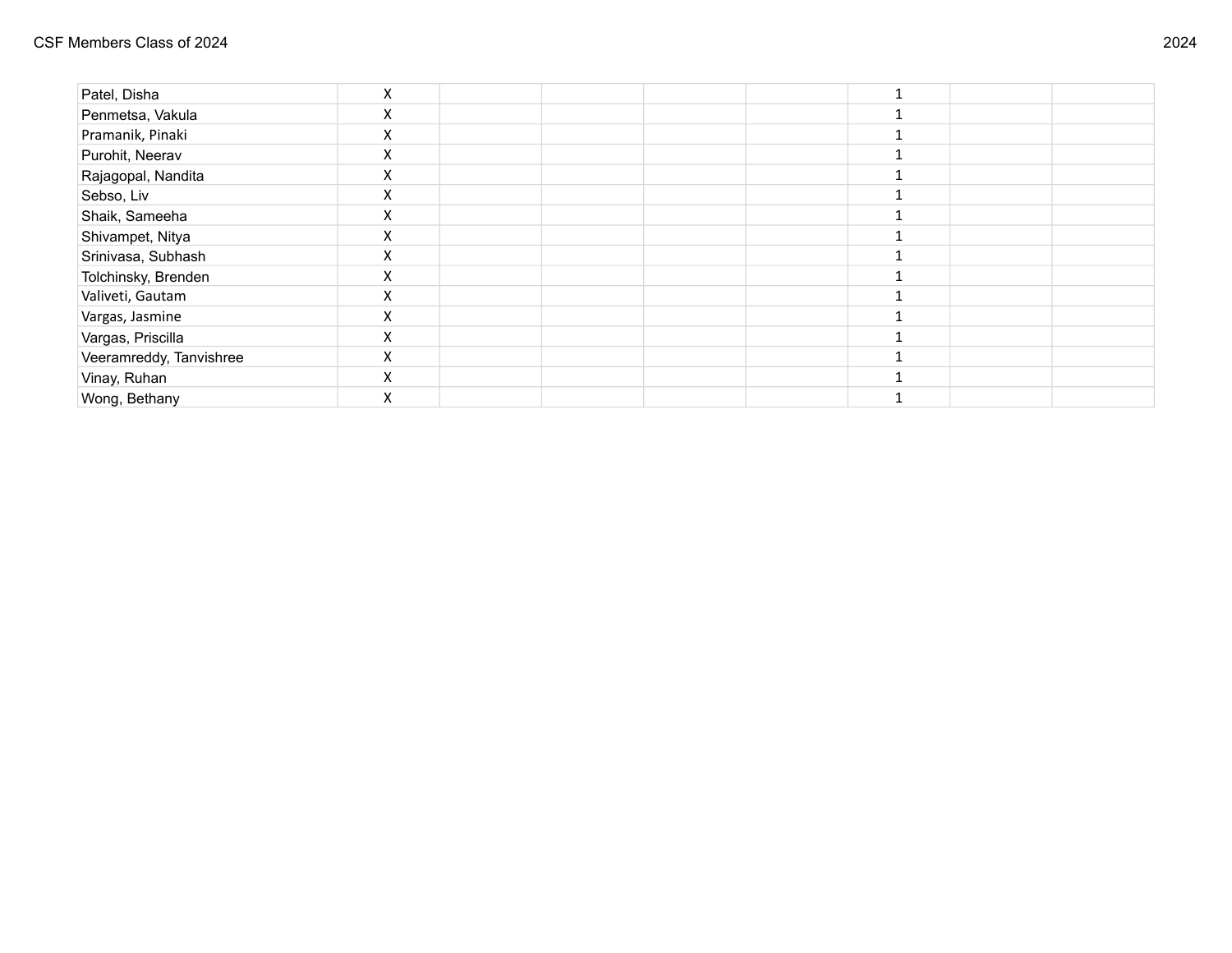| | | | | | | | | |
|---|---|---|---|---|---|---|---|---|
| Patel, Disha | X | | | | | 1 | | |
| Penmetsa, Vakula | X | | | | | 1 | | |
| Pramanik, Pinaki | X | | | | | 1 | | |
| Purohit, Neerav | X | | | | | 1 | | |
| Rajagopal, Nandita | X | | | | | 1 | | |
| Sebso, Liv | X | | | | | 1 | | |
| Shaik, Sameeha | X | | | | | 1 | | |
| Shivampet, Nitya | X | | | | | 1 | | |
| Srinivasa, Subhash | X | | | | | 1 | | |
| Tolchinsky, Brenden | X | | | | | 1 | | |
| Valiveti, Gautam | X | | | | | 1 | | |
| Vargas, Jasmine | X | | | | | 1 | | |
| Vargas, Priscilla | X | | | | | 1 | | |
| Veeramreddy, Tanvishree | X | | | | | 1 | | |
| Vinay, Ruhan | X | | | | | 1 | | |
| Wong, Bethany | X | | | | | 1 | | |